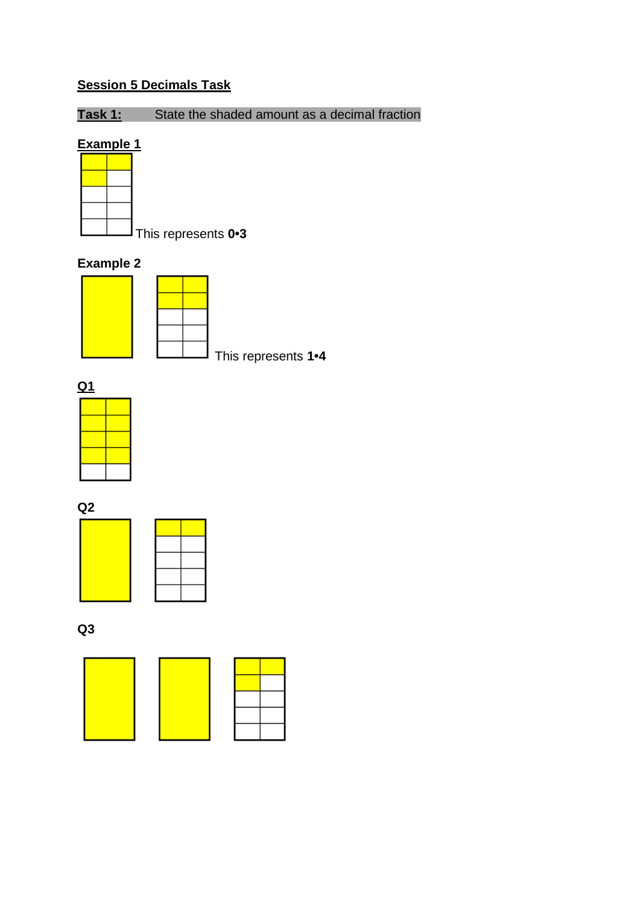**<u>Session 5 Decimals Task</u>**

**<u>Task 1:</u>** State the shaded amount as a decimal fraction

**<u>Example 1</u>**

This represents **0•3**

**Example 2**

This represents **1•4**

**<u>Q1</u>**

**Q2**

**Q3**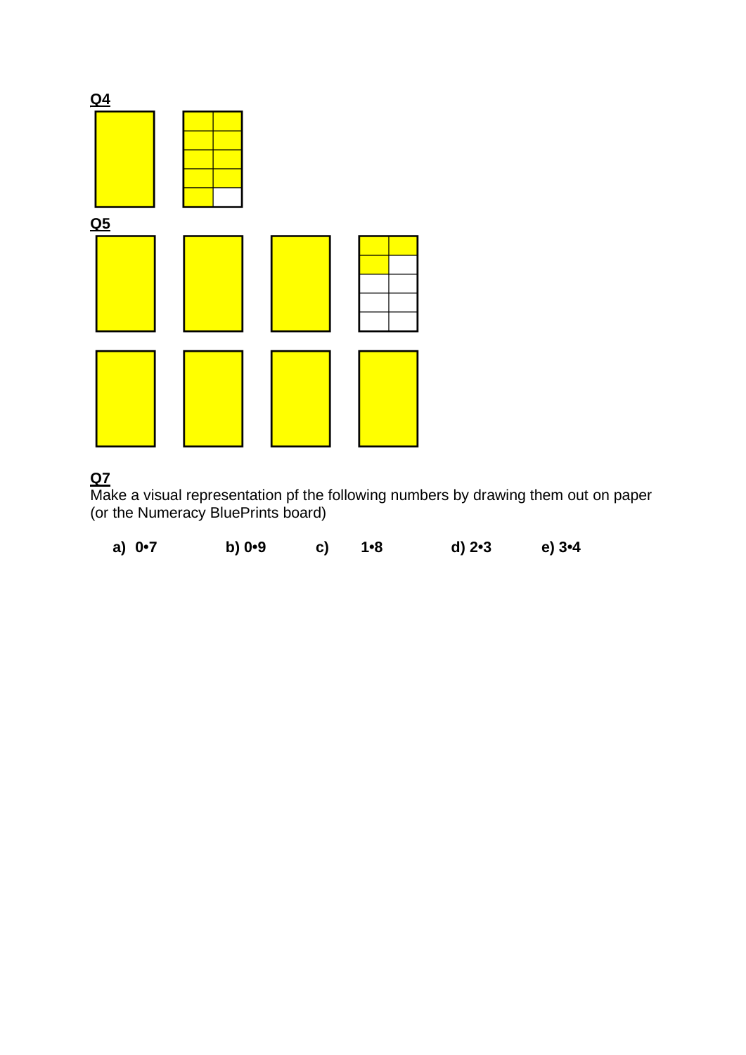**Q4**

**Q5**

**Q7**

Make a visual representation pf the following numbers by drawing them out on paper (or the Numeracy BluePrints board)

**a) 0•7** **b) 0•9** **c) 1•8** **d) 2•3** **e) 3•4**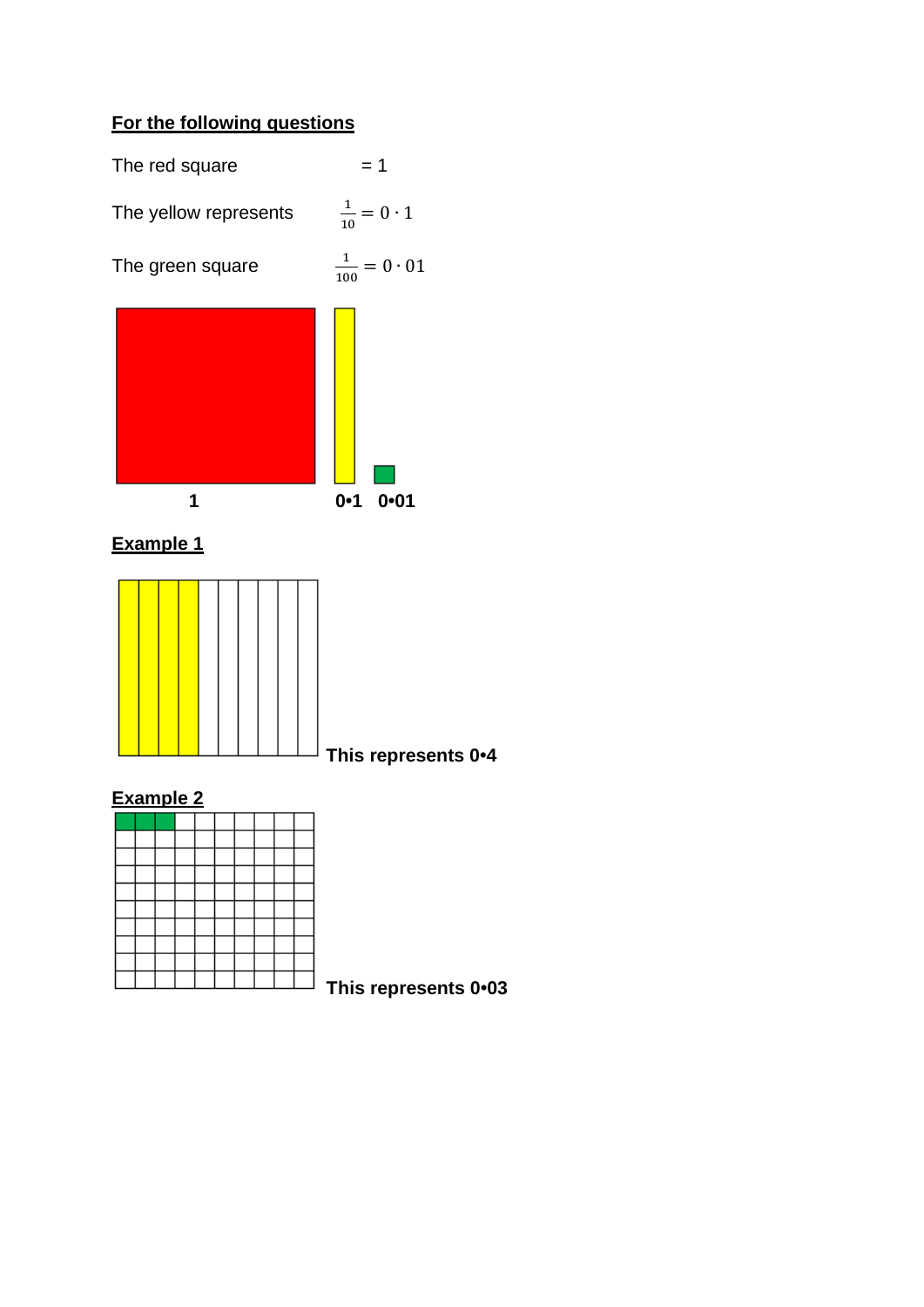## For the following questions

The red square = 1

The yellow represents $\frac{1}{10} = 0 \cdot 1$

The green square $\frac{1}{100} = 0 \cdot 01$

1 0•1 0•01

## Example 1

This represents 0•4

## Example 2

This represents 0•03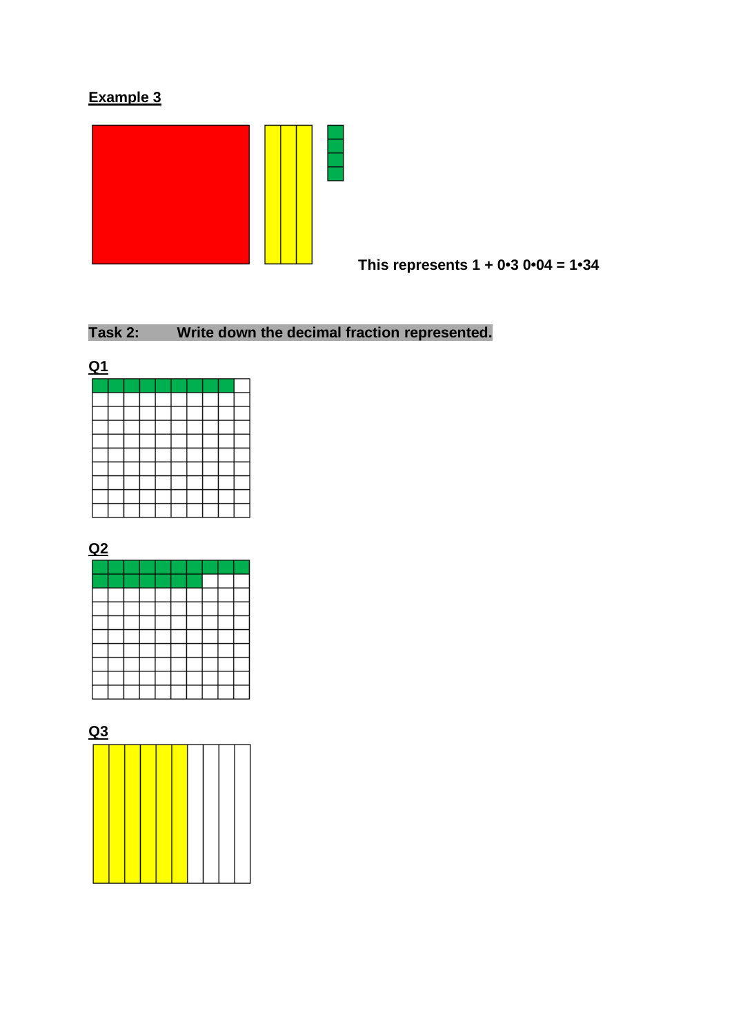**Example 3**

This represents 1 + 0•3 0•04 = 1•34

**Task 2: Write down the decimal fraction represented.**

**Q1**

**Q2**

**Q3**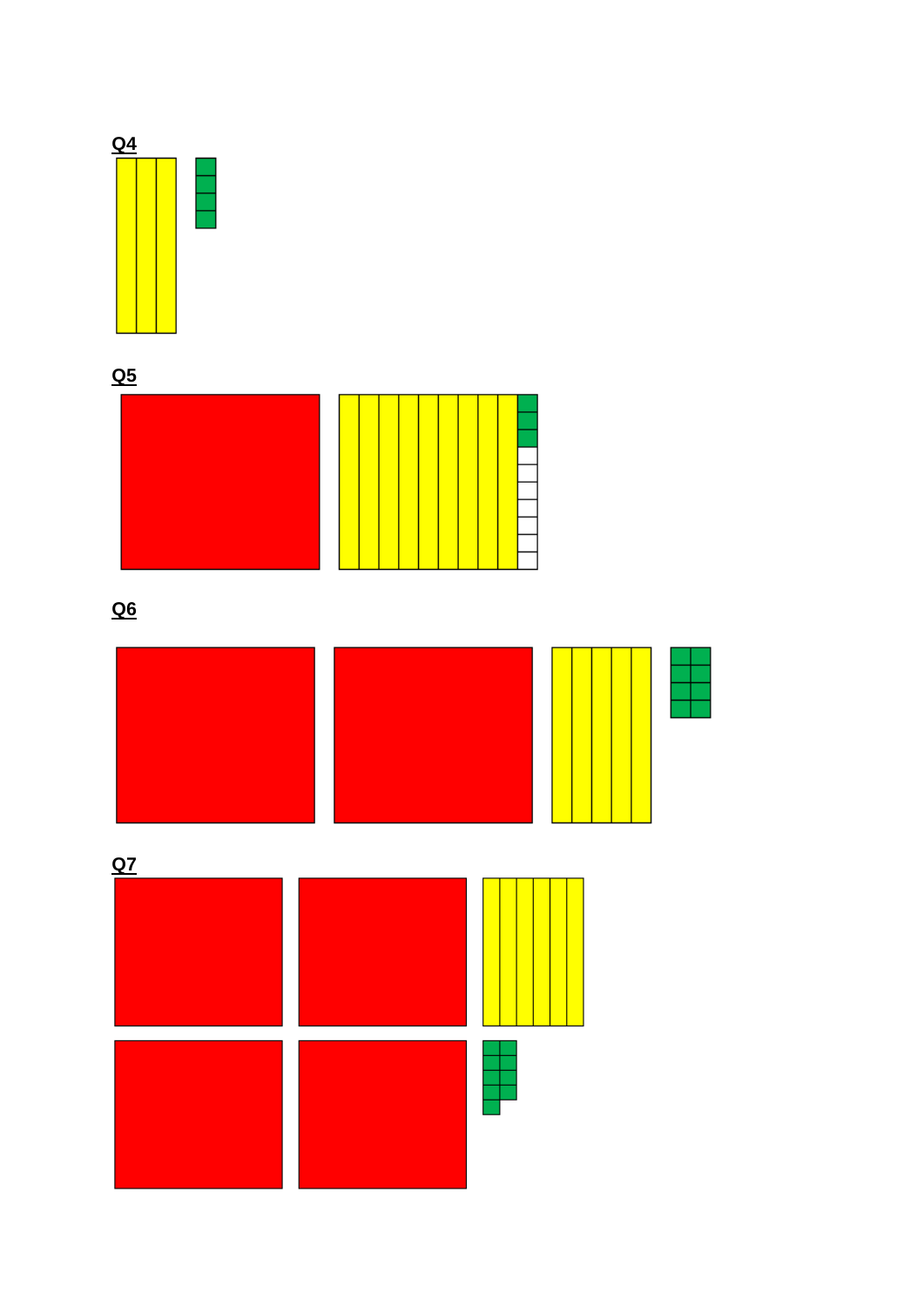**Q4**

**Q5**

**Q6**

**Q7**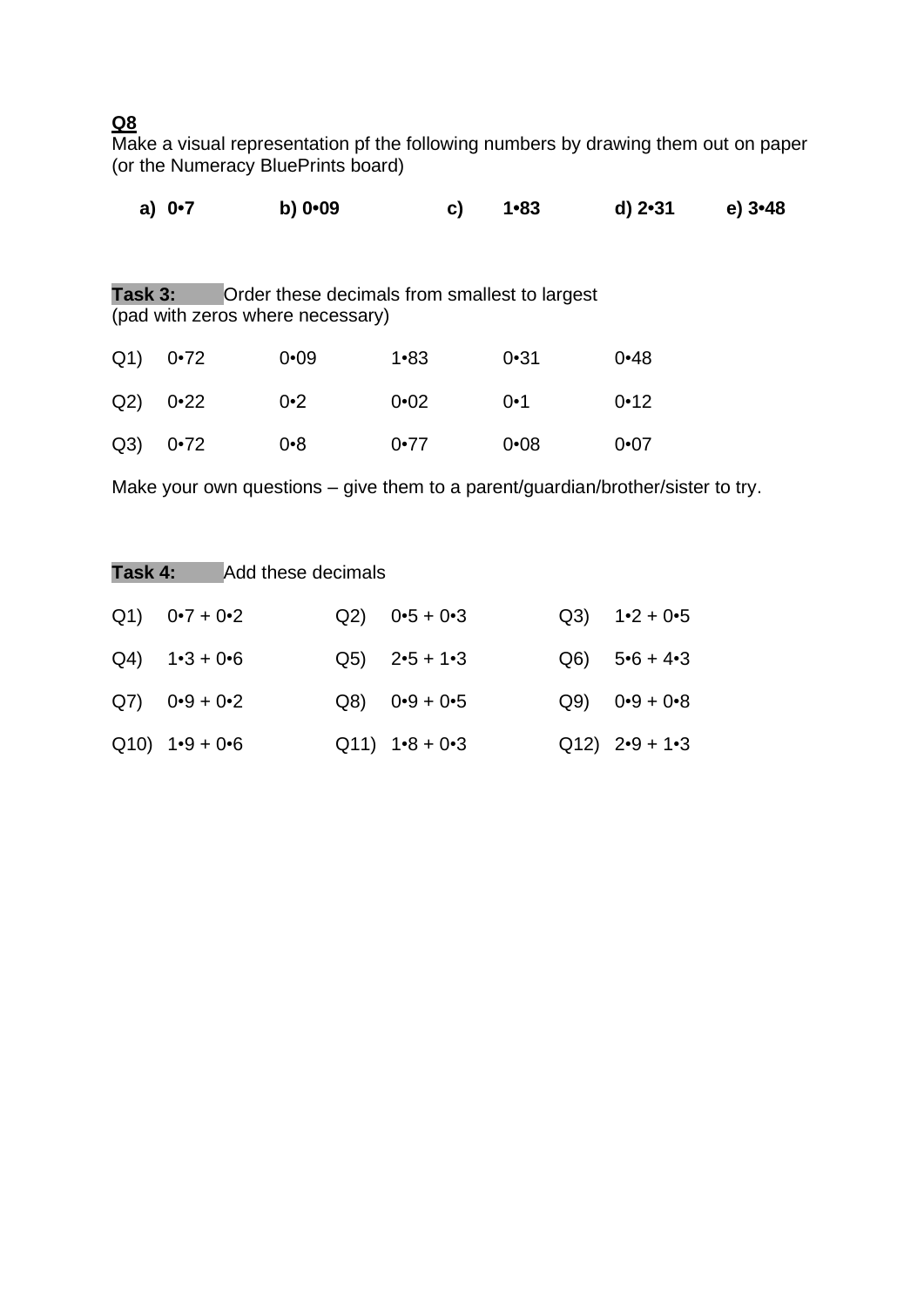**Q8**

Make a visual representation pf the following numbers by drawing them out on paper (or the Numeracy BluePrints board)

**a) 0•7** **b) 0•09** **c) 1•83** **d) 2•31** **e) 3•48**

**Task 3:** Order these decimals from smallest to largest
(pad with zeros where necessary)

| | | | | | |
|---|---|---|---|---|---|
| Q1) | 0•72 | 0•09 | 1•83 | 0•31 | 0•48 |
| Q2) | 0•22 | 0•2 | 0•02 | 0•1 | 0•12 |
| Q3) | 0•72 | 0•8 | 0•77 | 0•08 | 0•07 |

Make your own questions – give them to a parent/guardian/brother/sister to try.

**Task 4:** Add these decimals

| | | |
|---|---|---|
| Q1) 0•7 + 0•2 | Q2) 0•5 + 0•3 | Q3) 1•2 + 0•5 |
| Q4) 1•3 + 0•6 | Q5) 2•5 + 1•3 | Q6) 5•6 + 4•3 |
| Q7) 0•9 + 0•2 | Q8) 0•9 + 0•5 | Q9) 0•9 + 0•8 |
| Q10) 1•9 + 0•6 | Q11) 1•8 + 0•3 | Q12) 2•9 + 1•3 |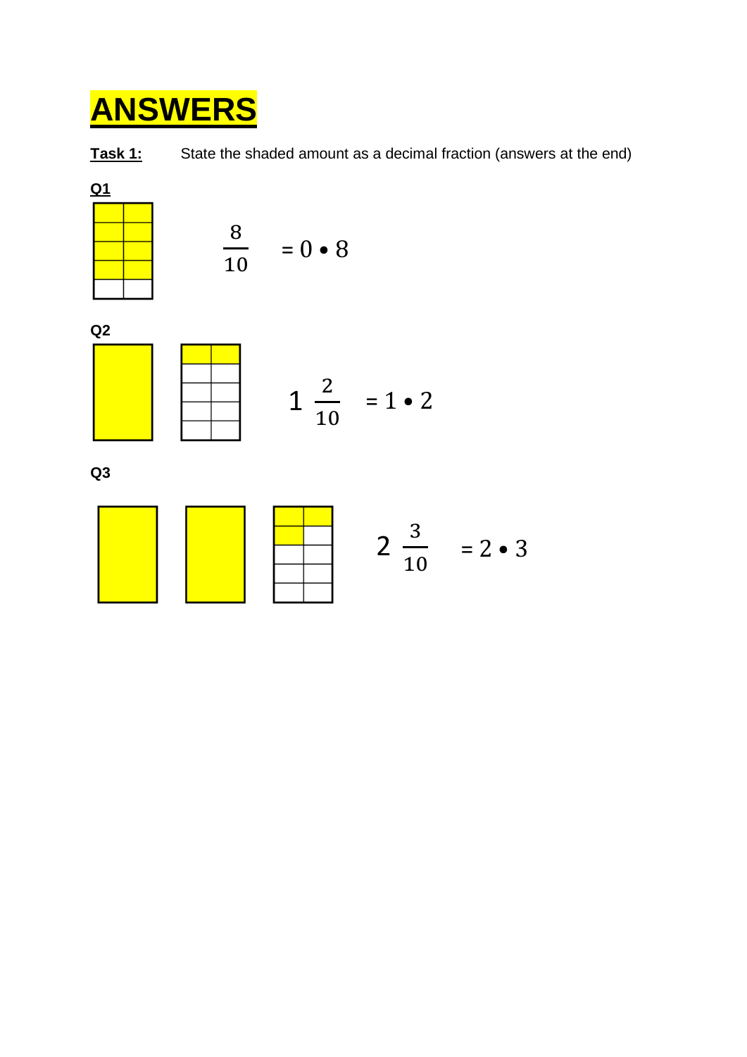# ANSWERS

**Task 1:** State the shaded amount as a decimal fraction (answers at the end)

**Q1**

$\frac{8}{10} = 0 \bullet 8$

**Q2**

$1\frac{2}{10} = 1 \bullet 2$

**Q3**

$2\frac{3}{10} = 2 \bullet 3$